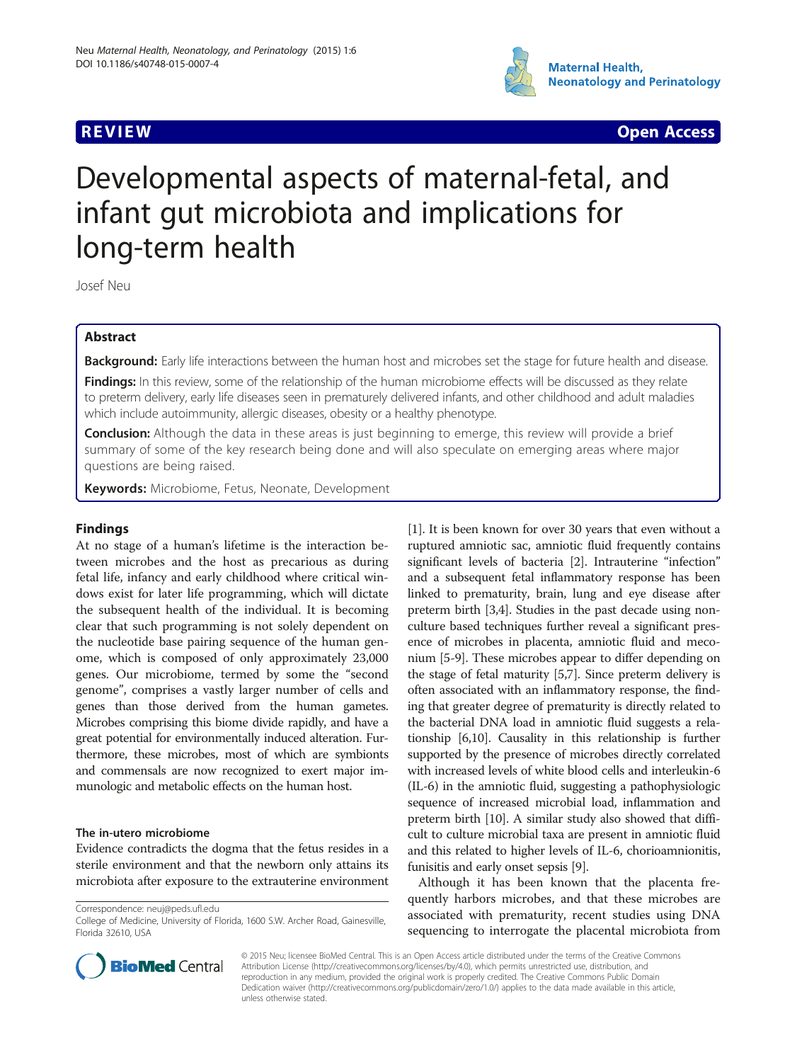**REVIEW Open Access**

# Developmental aspects of maternal-fetal, and infant gut microbiota and implications for long-term health

Josef Neu

## Abstract

**Background:** Early life interactions between the human host and microbes set the stage for future health and disease.

**Findings:** In this review, some of the relationship of the human microbiome effects will be discussed as they relate to preterm delivery, early life diseases seen in prematurely delivered infants, and other childhood and adult maladies which include autoimmunity, allergic diseases, obesity or a healthy phenotype.

**Conclusion:** Although the data in these areas is just beginning to emerge, this review will provide a brief summary of some of the key research being done and will also speculate on emerging areas where major questions are being raised.

**Keywords:** Microbiome, Fetus, Neonate, Development

## Findings

At no stage of a human's lifetime is the interaction between microbes and the host as precarious as during fetal life, infancy and early childhood where critical windows exist for later life programming, which will dictate the subsequent health of the individual. It is becoming clear that such programming is not solely dependent on the nucleotide base pairing sequence of the human genome, which is composed of only approximately 23,000 genes. Our microbiome, termed by some the "second genome", comprises a vastly larger number of cells and genes than those derived from the human gametes. Microbes comprising this biome divide rapidly, and have a great potential for environmentally induced alteration. Furthermore, these microbes, most of which are symbionts and commensals are now recognized to exert major immunologic and metabolic effects on the human host.

### The in-utero microbiome

Evidence contradicts the dogma that the fetus resides in a sterile environment and that the newborn only attains its microbiota after exposure to the extrauterine environment [1]. It is been known for over 30 years that even without a ruptured amniotic sac, amniotic fluid frequently contains significant levels of bacteria [2]. Intrauterine "infection" and a subsequent fetal inflammatory response has been linked to prematurity, brain, lung and eye disease after preterm birth [3,4]. Studies in the past decade using non-culture based techniques further reveal a significant presence of microbes in placenta, amniotic fluid and meconium [5-9]. These microbes appear to differ depending on the stage of fetal maturity [5,7]. Since preterm delivery is often associated with an inflammatory response, the finding that greater degree of prematurity is directly related to the bacterial DNA load in amniotic fluid suggests a relationship [6,10]. Causality in this relationship is further supported by the presence of microbes directly correlated with increased levels of white blood cells and interleukin-6 (IL-6) in the amniotic fluid, suggesting a pathophysiologic sequence of increased microbial load, inflammation and preterm birth [10]. A similar study also showed that difficult to culture microbial taxa are present in amniotic fluid and this related to higher levels of IL-6, chorioamnionitis, funisitis and early onset sepsis [9].

Although it has been known that the placenta frequently harbors microbes, and that these microbes are associated with prematurity, recent studies using DNA sequencing to interrogate the placental microbiota from

Correspondence: neuj@peds.ufl.edu
College of Medicine, University of Florida, 1600 S.W. Archer Road, Gainesville, Florida 32610, USA

© 2015 Neu; licensee BioMed Central. This is an Open Access article distributed under the terms of the Creative Commons Attribution License (http://creativecommons.org/licenses/by/4.0), which permits unrestricted use, distribution, and reproduction in any medium, provided the original work is properly credited. The Creative Commons Public Domain Dedication waiver (http://creativecommons.org/publicdomain/zero/1.0/) applies to the data made available in this article, unless otherwise stated.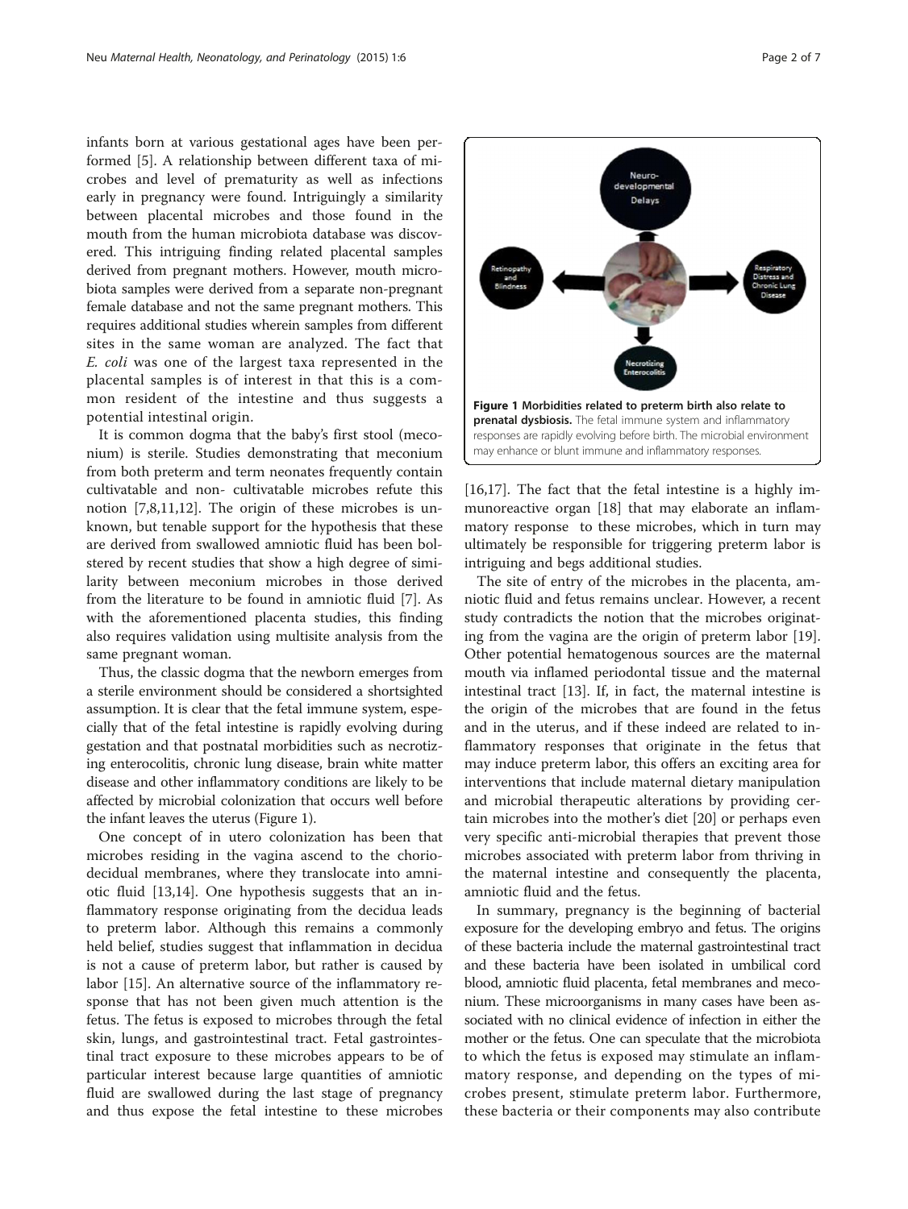infants born at various gestational ages have been performed [5]. A relationship between different taxa of microbes and level of prematurity as well as infections early in pregnancy were found. Intriguingly a similarity between placental microbes and those found in the mouth from the human microbiota database was discovered. This intriguing finding related placental samples derived from pregnant mothers. However, mouth microbiota samples were derived from a separate non-pregnant female database and not the same pregnant mothers. This requires additional studies wherein samples from different sites in the same woman are analyzed. The fact that *E. coli* was one of the largest taxa represented in the placental samples is of interest in that this is a common resident of the intestine and thus suggests a potential intestinal origin.

It is common dogma that the baby's first stool (meconium) is sterile. Studies demonstrating that meconium from both preterm and term neonates frequently contain cultivatable and non- cultivatable microbes refute this notion [7,8,11,12]. The origin of these microbes is unknown, but tenable support for the hypothesis that these are derived from swallowed amniotic fluid has been bolstered by recent studies that show a high degree of similarity between meconium microbes in those derived from the literature to be found in amniotic fluid [7]. As with the aforementioned placenta studies, this finding also requires validation using multisite analysis from the same pregnant woman.

Thus, the classic dogma that the newborn emerges from a sterile environment should be considered a shortsighted assumption. It is clear that the fetal immune system, especially that of the fetal intestine is rapidly evolving during gestation and that postnatal morbidities such as necrotizing enterocolitis, chronic lung disease, brain white matter disease and other inflammatory conditions are likely to be affected by microbial colonization that occurs well before the infant leaves the uterus (Figure 1).

One concept of in utero colonization has been that microbes residing in the vagina ascend to the choriodecidual membranes, where they translocate into amniotic fluid [13,14]. One hypothesis suggests that an inflammatory response originating from the decidua leads to preterm labor. Although this remains a commonly held belief, studies suggest that inflammation in decidua is not a cause of preterm labor, but rather is caused by labor [15]. An alternative source of the inflammatory response that has not been given much attention is the fetus. The fetus is exposed to microbes through the fetal skin, lungs, and gastrointestinal tract. Fetal gastrointestinal tract exposure to these microbes appears to be of particular interest because large quantities of amniotic fluid are swallowed during the last stage of pregnancy and thus expose the fetal intestine to these microbes [16,17]. The fact that the fetal intestine is a highly immunoreactive organ [18] that may elaborate an inflammatory response to these microbes, which in turn may ultimately be responsible for triggering preterm labor is intriguing and begs additional studies.

Neuro-developmental Delays

Retinopathy and Blindness

Respiratory Distress and Chronic Lung Disease

Necrotizing Enterocolitis

**Figure 1 Morbidities related to preterm birth also relate to prenatal dysbiosis.** The fetal immune system and inflammatory responses are rapidly evolving before birth. The microbial environment may enhance or blunt immune and inflammatory responses.

The site of entry of the microbes in the placenta, amniotic fluid and fetus remains unclear. However, a recent study contradicts the notion that the microbes originating from the vagina are the origin of preterm labor [19]. Other potential hematogenous sources are the maternal mouth via inflamed periodontal tissue and the maternal intestinal tract [13]. If, in fact, the maternal intestine is the origin of the microbes that are found in the fetus and in the uterus, and if these indeed are related to inflammatory responses that originate in the fetus that may induce preterm labor, this offers an exciting area for interventions that include maternal dietary manipulation and microbial therapeutic alterations by providing certain microbes into the mother's diet [20] or perhaps even very specific anti-microbial therapies that prevent those microbes associated with preterm labor from thriving in the maternal intestine and consequently the placenta, amniotic fluid and the fetus.

In summary, pregnancy is the beginning of bacterial exposure for the developing embryo and fetus. The origins of these bacteria include the maternal gastrointestinal tract and these bacteria have been isolated in umbilical cord blood, amniotic fluid placenta, fetal membranes and meconium. These microorganisms in many cases have been associated with no clinical evidence of infection in either the mother or the fetus. One can speculate that the microbiota to which the fetus is exposed may stimulate an inflammatory response, and depending on the types of microbes present, stimulate preterm labor. Furthermore, these bacteria or their components may also contribute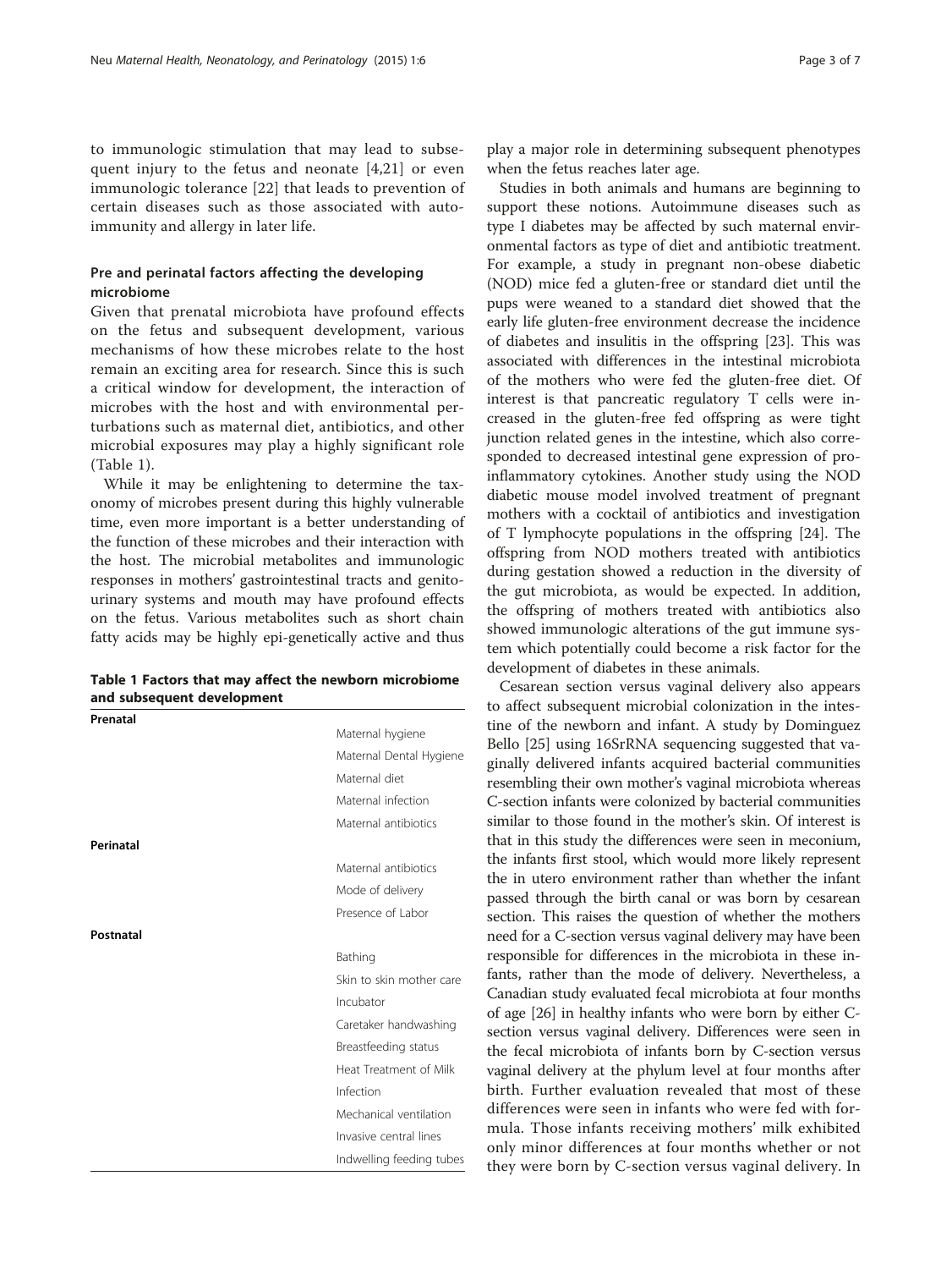to immunologic stimulation that may lead to subsequent injury to the fetus and neonate [4,21] or even immunologic tolerance [22] that leads to prevention of certain diseases such as those associated with autoimmunity and allergy in later life.

## Pre and perinatal factors affecting the developing microbiome

Given that prenatal microbiota have profound effects on the fetus and subsequent development, various mechanisms of how these microbes relate to the host remain an exciting area for research. Since this is such a critical window for development, the interaction of microbes with the host and with environmental perturbations such as maternal diet, antibiotics, and other microbial exposures may play a highly significant role (Table 1).

While it may be enlightening to determine the taxonomy of microbes present during this highly vulnerable time, even more important is a better understanding of the function of these microbes and their interaction with the host. The microbial metabolites and immunologic responses in mothers' gastrointestinal tracts and genitourinary systems and mouth may have profound effects on the fetus. Various metabolites such as short chain fatty acids may be highly epi-genetically active and thus play a major role in determining subsequent phenotypes when the fetus reaches later age.

**Table 1 Factors that may affect the newborn microbiome and subsequent development**

| | |
|---|---|
| **Prenatal** | |
| | Maternal hygiene |
| | Maternal Dental Hygiene |
| | Maternal diet |
| | Maternal infection |
| | Maternal antibiotics |
| **Perinatal** | |
| | Maternal antibiotics |
| | Mode of delivery |
| | Presence of Labor |
| **Postnatal** | |
| | Bathing |
| | Skin to skin mother care |
| | Incubator |
| | Caretaker handwashing |
| | Breastfeeding status |
| | Heat Treatment of Milk |
| | Infection |
| | Mechanical ventilation |
| | Invasive central lines |
| | Indwelling feeding tubes |

Studies in both animals and humans are beginning to support these notions. Autoimmune diseases such as type I diabetes may be affected by such maternal environmental factors as type of diet and antibiotic treatment. For example, a study in pregnant non-obese diabetic (NOD) mice fed a gluten-free or standard diet until the pups were weaned to a standard diet showed that the early life gluten-free environment decrease the incidence of diabetes and insulitis in the offspring [23]. This was associated with differences in the intestinal microbiota of the mothers who were fed the gluten-free diet. Of interest is that pancreatic regulatory T cells were increased in the gluten-free fed offspring as were tight junction related genes in the intestine, which also corresponded to decreased intestinal gene expression of pro-inflammatory cytokines. Another study using the NOD diabetic mouse model involved treatment of pregnant mothers with a cocktail of antibiotics and investigation of T lymphocyte populations in the offspring [24]. The offspring from NOD mothers treated with antibiotics during gestation showed a reduction in the diversity of the gut microbiota, as would be expected. In addition, the offspring of mothers treated with antibiotics also showed immunologic alterations of the gut immune system which potentially could become a risk factor for the development of diabetes in these animals.

Cesarean section versus vaginal delivery also appears to affect subsequent microbial colonization in the intestine of the newborn and infant. A study by Dominguez Bello [25] using 16SrRNA sequencing suggested that vaginally delivered infants acquired bacterial communities resembling their own mother's vaginal microbiota whereas C-section infants were colonized by bacterial communities similar to those found in the mother's skin. Of interest is that in this study the differences were seen in meconium, the infants first stool, which would more likely represent the in utero environment rather than whether the infant passed through the birth canal or was born by cesarean section. This raises the question of whether the mothers need for a C-section versus vaginal delivery may have been responsible for differences in the microbiota in these infants, rather than the mode of delivery. Nevertheless, a Canadian study evaluated fecal microbiota at four months of age [26] in healthy infants who were born by either C-section versus vaginal delivery. Differences were seen in the fecal microbiota of infants born by C-section versus vaginal delivery at the phylum level at four months after birth. Further evaluation revealed that most of these differences were seen in infants who were fed with formula. Those infants receiving mothers' milk exhibited only minor differences at four months whether or not they were born by C-section versus vaginal delivery. In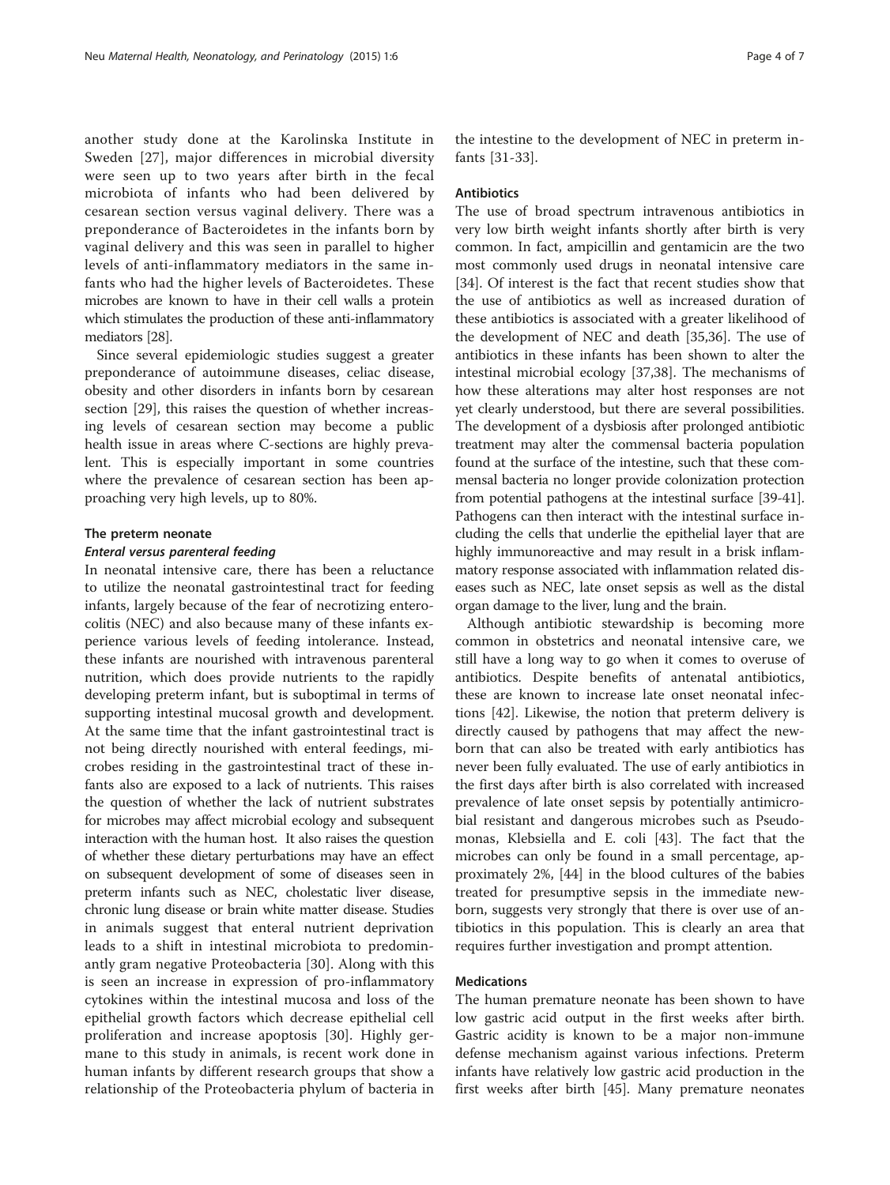another study done at the Karolinska Institute in Sweden [27], major differences in microbial diversity were seen up to two years after birth in the fecal microbiota of infants who had been delivered by cesarean section versus vaginal delivery. There was a preponderance of Bacteroidetes in the infants born by vaginal delivery and this was seen in parallel to higher levels of anti-inflammatory mediators in the same infants who had the higher levels of Bacteroidetes. These microbes are known to have in their cell walls a protein which stimulates the production of these anti-inflammatory mediators [28].

Since several epidemiologic studies suggest a greater preponderance of autoimmune diseases, celiac disease, obesity and other disorders in infants born by cesarean section [29], this raises the question of whether increasing levels of cesarean section may become a public health issue in areas where C-sections are highly prevalent. This is especially important in some countries where the prevalence of cesarean section has been approaching very high levels, up to 80%.

## The preterm neonate

### *Enteral versus parenteral feeding*

In neonatal intensive care, there has been a reluctance to utilize the neonatal gastrointestinal tract for feeding infants, largely because of the fear of necrotizing enterocolitis (NEC) and also because many of these infants experience various levels of feeding intolerance. Instead, these infants are nourished with intravenous parenteral nutrition, which does provide nutrients to the rapidly developing preterm infant, but is suboptimal in terms of supporting intestinal mucosal growth and development. At the same time that the infant gastrointestinal tract is not being directly nourished with enteral feedings, microbes residing in the gastrointestinal tract of these infants also are exposed to a lack of nutrients. This raises the question of whether the lack of nutrient substrates for microbes may affect microbial ecology and subsequent interaction with the human host. It also raises the question of whether these dietary perturbations may have an effect on subsequent development of some of diseases seen in preterm infants such as NEC, cholestatic liver disease, chronic lung disease or brain white matter disease. Studies in animals suggest that enteral nutrient deprivation leads to a shift in intestinal microbiota to predominantly gram negative Proteobacteria [30]. Along with this is seen an increase in expression of pro-inflammatory cytokines within the intestinal mucosa and loss of the epithelial growth factors which decrease epithelial cell proliferation and increase apoptosis [30]. Highly germane to this study in animals, is recent work done in human infants by different research groups that show a relationship of the Proteobacteria phylum of bacteria in the intestine to the development of NEC in preterm infants [31-33].

### Antibiotics

The use of broad spectrum intravenous antibiotics in very low birth weight infants shortly after birth is very common. In fact, ampicillin and gentamicin are the two most commonly used drugs in neonatal intensive care [34]. Of interest is the fact that recent studies show that the use of antibiotics as well as increased duration of these antibiotics is associated with a greater likelihood of the development of NEC and death [35,36]. The use of antibiotics in these infants has been shown to alter the intestinal microbial ecology [37,38]. The mechanisms of how these alterations may alter host responses are not yet clearly understood, but there are several possibilities. The development of a dysbiosis after prolonged antibiotic treatment may alter the commensal bacteria population found at the surface of the intestine, such that these commensal bacteria no longer provide colonization protection from potential pathogens at the intestinal surface [39-41]. Pathogens can then interact with the intestinal surface including the cells that underlie the epithelial layer that are highly immunoreactive and may result in a brisk inflammatory response associated with inflammation related diseases such as NEC, late onset sepsis as well as the distal organ damage to the liver, lung and the brain.

Although antibiotic stewardship is becoming more common in obstetrics and neonatal intensive care, we still have a long way to go when it comes to overuse of antibiotics. Despite benefits of antenatal antibiotics, these are known to increase late onset neonatal infections [42]. Likewise, the notion that preterm delivery is directly caused by pathogens that may affect the newborn that can also be treated with early antibiotics has never been fully evaluated. The use of early antibiotics in the first days after birth is also correlated with increased prevalence of late onset sepsis by potentially antimicrobial resistant and dangerous microbes such as Pseudomonas, Klebsiella and E. coli [43]. The fact that the microbes can only be found in a small percentage, approximately 2%, [44] in the blood cultures of the babies treated for presumptive sepsis in the immediate newborn, suggests very strongly that there is over use of antibiotics in this population. This is clearly an area that requires further investigation and prompt attention.

### Medications

The human premature neonate has been shown to have low gastric acid output in the first weeks after birth. Gastric acidity is known to be a major non-immune defense mechanism against various infections. Preterm infants have relatively low gastric acid production in the first weeks after birth [45]. Many premature neonates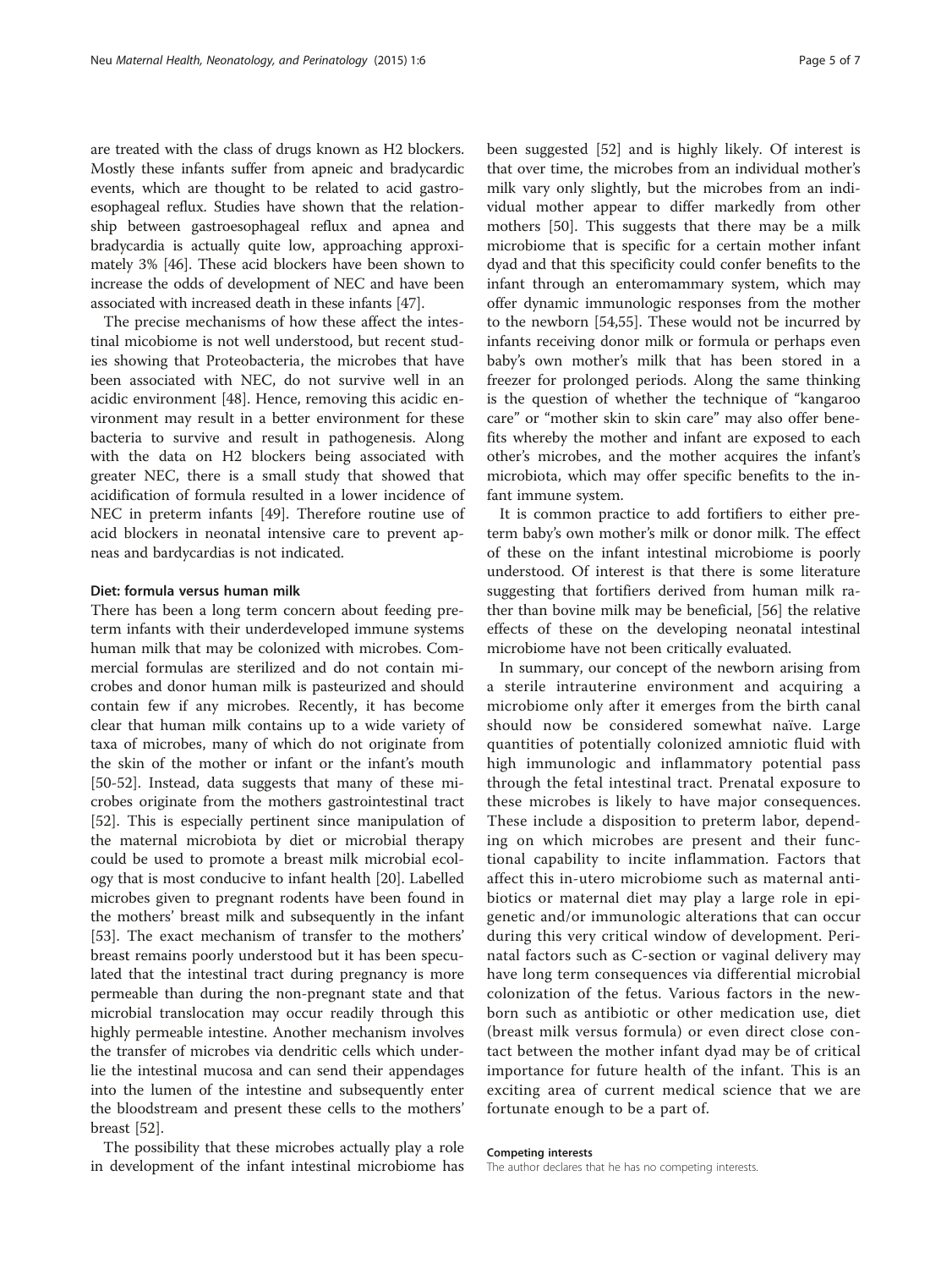are treated with the class of drugs known as H2 blockers. Mostly these infants suffer from apneic and bradycardic events, which are thought to be related to acid gastroesophageal reflux. Studies have shown that the relationship between gastroesophageal reflux and apnea and bradycardia is actually quite low, approaching approximately 3% [46]. These acid blockers have been shown to increase the odds of development of NEC and have been associated with increased death in these infants [47].

The precise mechanisms of how these affect the intestinal micobiome is not well understood, but recent studies showing that Proteobacteria, the microbes that have been associated with NEC, do not survive well in an acidic environment [48]. Hence, removing this acidic environment may result in a better environment for these bacteria to survive and result in pathogenesis. Along with the data on H2 blockers being associated with greater NEC, there is a small study that showed that acidification of formula resulted in a lower incidence of NEC in preterm infants [49]. Therefore routine use of acid blockers in neonatal intensive care to prevent apneas and bardycardias is not indicated.

#### Diet: formula versus human milk

There has been a long term concern about feeding preterm infants with their underdeveloped immune systems human milk that may be colonized with microbes. Commercial formulas are sterilized and do not contain microbes and donor human milk is pasteurized and should contain few if any microbes. Recently, it has become clear that human milk contains up to a wide variety of taxa of microbes, many of which do not originate from the skin of the mother or infant or the infant's mouth [50-52]. Instead, data suggests that many of these microbes originate from the mothers gastrointestinal tract [52]. This is especially pertinent since manipulation of the maternal microbiota by diet or microbial therapy could be used to promote a breast milk microbial ecology that is most conducive to infant health [20]. Labelled microbes given to pregnant rodents have been found in the mothers' breast milk and subsequently in the infant [53]. The exact mechanism of transfer to the mothers' breast remains poorly understood but it has been speculated that the intestinal tract during pregnancy is more permeable than during the non-pregnant state and that microbial translocation may occur readily through this highly permeable intestine. Another mechanism involves the transfer of microbes via dendritic cells which underlie the intestinal mucosa and can send their appendages into the lumen of the intestine and subsequently enter the bloodstream and present these cells to the mothers' breast [52].

The possibility that these microbes actually play a role in development of the infant intestinal microbiome has been suggested [52] and is highly likely. Of interest is that over time, the microbes from an individual mother's milk vary only slightly, but the microbes from an individual mother appear to differ markedly from other mothers [50]. This suggests that there may be a milk microbiome that is specific for a certain mother infant dyad and that this specificity could confer benefits to the infant through an enteromammary system, which may offer dynamic immunologic responses from the mother to the newborn [54,55]. These would not be incurred by infants receiving donor milk or formula or perhaps even baby's own mother's milk that has been stored in a freezer for prolonged periods. Along the same thinking is the question of whether the technique of "kangaroo care" or "mother skin to skin care" may also offer benefits whereby the mother and infant are exposed to each other's microbes, and the mother acquires the infant's microbiota, which may offer specific benefits to the infant immune system.

It is common practice to add fortifiers to either preterm baby's own mother's milk or donor milk. The effect of these on the infant intestinal microbiome is poorly understood. Of interest is that there is some literature suggesting that fortifiers derived from human milk rather than bovine milk may be beneficial, [56] the relative effects of these on the developing neonatal intestinal microbiome have not been critically evaluated.

In summary, our concept of the newborn arising from a sterile intrauterine environment and acquiring a microbiome only after it emerges from the birth canal should now be considered somewhat naïve. Large quantities of potentially colonized amniotic fluid with high immunologic and inflammatory potential pass through the fetal intestinal tract. Prenatal exposure to these microbes is likely to have major consequences. These include a disposition to preterm labor, depending on which microbes are present and their functional capability to incite inflammation. Factors that affect this in-utero microbiome such as maternal antibiotics or maternal diet may play a large role in epigenetic and/or immunologic alterations that can occur during this very critical window of development. Perinatal factors such as C-section or vaginal delivery may have long term consequences via differential microbial colonization of the fetus. Various factors in the newborn such as antibiotic or other medication use, diet (breast milk versus formula) or even direct close contact between the mother infant dyad may be of critical importance for future health of the infant. This is an exciting area of current medical science that we are fortunate enough to be a part of.

#### Competing interests

The author declares that he has no competing interests.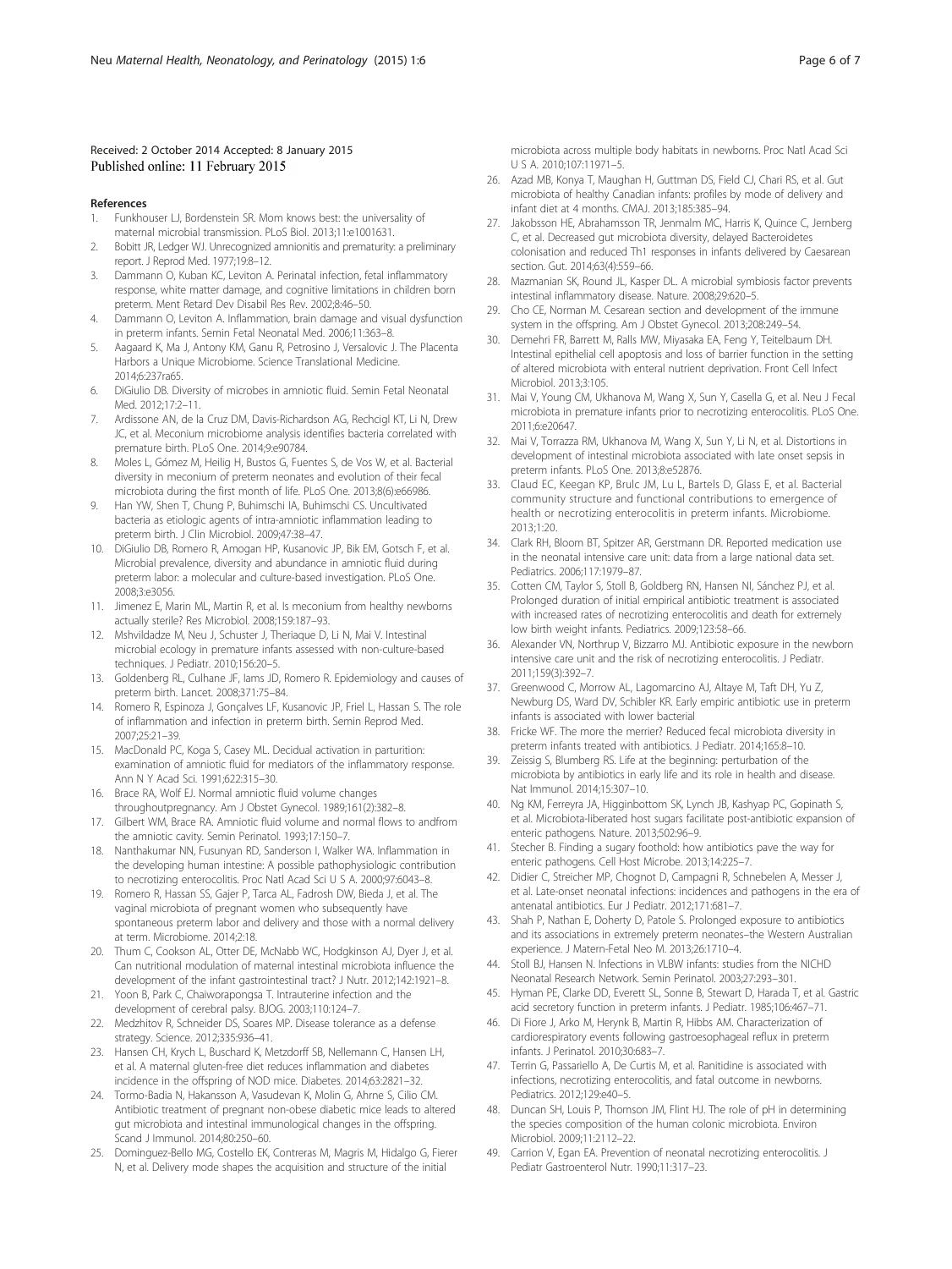Received: 2 October 2014 Accepted: 8 January 2015
Published online: 11 February 2015

## References

1. Funkhouser LJ, Bordenstein SR. Mom knows best: the universality of maternal microbial transmission. PLoS Biol. 2013;11:e1001631.
2. Bobitt JR, Ledger WJ. Unrecognized amnionitis and prematurity: a preliminary report. J Reprod Med. 1977;19:8–12.
3. Dammann O, Kuban KC, Leviton A. Perinatal infection, fetal inflammatory response, white matter damage, and cognitive limitations in children born preterm. Ment Retard Dev Disabil Res Rev. 2002;8:46–50.
4. Dammann O, Leviton A. Inflammation, brain damage and visual dysfunction in preterm infants. Semin Fetal Neonatal Med. 2006;11:363–8.
5. Aagaard K, Ma J, Antony KM, Ganu R, Petrosino J, Versalovic J. The Placenta Harbors a Unique Microbiome. Science Translational Medicine. 2014;6:237ra65.
6. DiGiulio DB. Diversity of microbes in amniotic fluid. Semin Fetal Neonatal Med. 2012;17:2–11.
7. Ardissone AN, de la Cruz DM, Davis-Richardson AG, Rechcigl KT, Li N, Drew JC, et al. Meconium microbiome analysis identifies bacteria correlated with premature birth. PLoS One. 2014;9:e90784.
8. Moles L, Gómez M, Heilig H, Bustos G, Fuentes S, de Vos W, et al. Bacterial diversity in meconium of preterm neonates and evolution of their fecal microbiota during the first month of life. PLoS One. 2013;8(6):e66986.
9. Han YW, Shen T, Chung P, Buhimschi IA, Buhimschi CS. Uncultivated bacteria as etiologic agents of intra-amniotic inflammation leading to preterm birth. J Clin Microbiol. 2009;47:38–47.
10. DiGiulio DB, Romero R, Amogan HP, Kusanovic JP, Bik EM, Gotsch F, et al. Microbial prevalence, diversity and abundance in amniotic fluid during preterm labor: a molecular and culture-based investigation. PLoS One. 2008;3:e3056.
11. Jimenez E, Marin ML, Martin R, et al. Is meconium from healthy newborns actually sterile? Res Microbiol. 2008;159:187–93.
12. Mshvildadze M, Neu J, Schuster J, Theriaque D, Li N, Mai V. Intestinal microbial ecology in premature infants assessed with non-culture-based techniques. J Pediatr. 2010;156:20–5.
13. Goldenberg RL, Culhane JF, Iams JD, Romero R. Epidemiology and causes of preterm birth. Lancet. 2008;371:75–84.
14. Romero R, Espinoza J, Gonçalves LF, Kusanovic JP, Friel L, Hassan S. The role of inflammation and infection in preterm birth. Semin Reprod Med. 2007;25:21–39.
15. MacDonald PC, Koga S, Casey ML. Decidual activation in parturition: examination of amniotic fluid for mediators of the inflammatory response. Ann N Y Acad Sci. 1991;622:315–30.
16. Brace RA, Wolf EJ. Normal amniotic fluid volume changes throughoutpregnancy. Am J Obstet Gynecol. 1989;161(2):382–8.
17. Gilbert WM, Brace RA. Amniotic fluid volume and normal flows to andfrom the amniotic cavity. Semin Perinatol. 1993;17:150–7.
18. Nanthakumar NN, Fusunyan RD, Sanderson I, Walker WA. Inflammation in the developing human intestine: A possible pathophysiologic contribution to necrotizing enterocolitis. Proc Natl Acad Sci U S A. 2000;97:6043–8.
19. Romero R, Hassan SS, Gajer P, Tarca AL, Fadrosh DW, Bieda J, et al. The vaginal microbiota of pregnant women who subsequently have spontaneous preterm labor and delivery and those with a normal delivery at term. Microbiome. 2014;2:18.
20. Thum C, Cookson AL, Otter DE, McNabb WC, Hodgkinson AJ, Dyer J, et al. Can nutritional modulation of maternal intestinal microbiota influence the development of the infant gastrointestinal tract? J Nutr. 2012;142:1921–8.
21. Yoon B, Park C, Chaiworapongsa T. Intrauterine infection and the development of cerebral palsy. BJOG. 2003;110:124–7.
22. Medzhitov R, Schneider DS, Soares MP. Disease tolerance as a defense strategy. Science. 2012;335:936–41.
23. Hansen CH, Krych L, Buschard K, Metzdorff SB, Nellemann C, Hansen LH, et al. A maternal gluten-free diet reduces inflammation and diabetes incidence in the offspring of NOD mice. Diabetes. 2014;63:2821–32.
24. Tormo-Badia N, Hakansson A, Vasudevan K, Molin G, Ahrne S, Cilio CM. Antibiotic treatment of pregnant non-obese diabetic mice leads to altered gut microbiota and intestinal immunological changes in the offspring. Scand J Immunol. 2014;80:250–60.
25. Dominguez-Bello MG, Costello EK, Contreras M, Magris M, Hidalgo G, Fierer N, et al. Delivery mode shapes the acquisition and structure of the initial microbiota across multiple body habitats in newborns. Proc Natl Acad Sci U S A. 2010;107:11971–5.
26. Azad MB, Konya T, Maughan H, Guttman DS, Field CJ, Chari RS, et al. Gut microbiota of healthy Canadian infants: profiles by mode of delivery and infant diet at 4 months. CMAJ. 2013;185:385–94.
27. Jakobsson HE, Abrahamsson TR, Jenmalm MC, Harris K, Quince C, Jernberg C, et al. Decreased gut microbiota diversity, delayed Bacteroidetes colonisation and reduced Th1 responses in infants delivered by Caesarean section. Gut. 2014;63(4):559–66.
28. Mazmanian SK, Round JL, Kasper DL. A microbial symbiosis factor prevents intestinal inflammatory disease. Nature. 2008;29:620–5.
29. Cho CE, Norman M. Cesarean section and development of the immune system in the offspring. Am J Obstet Gynecol. 2013;208:249–54.
30. Demehri FR, Barrett M, Ralls MW, Miyasaka EA, Feng Y, Teitelbaum DH. Intestinal epithelial cell apoptosis and loss of barrier function in the setting of altered microbiota with enteral nutrient deprivation. Front Cell Infect Microbiol. 2013;3:105.
31. Mai V, Young CM, Ukhanova M, Wang X, Sun Y, Casella G, et al. Neu J Fecal microbiota in premature infants prior to necrotizing enterocolitis. PLoS One. 2011;6:e20647.
32. Mai V, Torrazza RM, Ukhanova M, Wang X, Sun Y, Li N, et al. Distortions in development of intestinal microbiota associated with late onset sepsis in preterm infants. PLoS One. 2013;8:e52876.
33. Claud EC, Keegan KP, Brulc JM, Lu L, Bartels D, Glass E, et al. Bacterial community structure and functional contributions to emergence of health or necrotizing enterocolitis in preterm infants. Microbiome. 2013;1:20.
34. Clark RH, Bloom BT, Spitzer AR, Gerstmann DR. Reported medication use in the neonatal intensive care unit: data from a large national data set. Pediatrics. 2006;117:1979–87.
35. Cotten CM, Taylor S, Stoll B, Goldberg RN, Hansen NI, Sánchez PJ, et al. Prolonged duration of initial empirical antibiotic treatment is associated with increased rates of necrotizing enterocolitis and death for extremely low birth weight infants. Pediatrics. 2009;123:58–66.
36. Alexander VN, Northrup V, Bizzarro MJ. Antibiotic exposure in the newborn intensive care unit and the risk of necrotizing enterocolitis. J Pediatr. 2011;159(3):392–7.
37. Greenwood C, Morrow AL, Lagomarcino AJ, Altaye M, Taft DH, Yu Z, Newburg DS, Ward DV, Schibler KR. Early empiric antibiotic use in preterm infants is associated with lower bacterial
38. Fricke WF. The more the merrier? Reduced fecal microbiota diversity in preterm infants treated with antibiotics. J Pediatr. 2014;165:8–10.
39. Zeissig S, Blumberg RS. Life at the beginning: perturbation of the microbiota by antibiotics in early life and its role in health and disease. Nat Immunol. 2014;15:307–10.
40. Ng KM, Ferreyra JA, Higginbottom SK, Lynch JB, Kashyap PC, Gopinath S, et al. Microbiota-liberated host sugars facilitate post-antibiotic expansion of enteric pathogens. Nature. 2013;502:96–9.
41. Stecher B. Finding a sugary foothold: how antibiotics pave the way for enteric pathogens. Cell Host Microbe. 2013;14:225–7.
42. Didier C, Streicher MP, Chognot D, Campagni R, Schnebelen A, Messer J, et al. Late-onset neonatal infections: incidences and pathogens in the era of antenatal antibiotics. Eur J Pediatr. 2012;171:681–7.
43. Shah P, Nathan E, Doherty D, Patole S. Prolonged exposure to antibiotics and its associations in extremely preterm neonates–the Western Australian experience. J Matern-Fetal Neo M. 2013;26:1710–4.
44. Stoll BJ, Hansen N. Infections in VLBW infants: studies from the NICHD Neonatal Research Network. Semin Perinatol. 2003;27:293–301.
45. Hyman PE, Clarke DD, Everett SL, Sonne B, Stewart D, Harada T, et al. Gastric acid secretory function in preterm infants. J Pediatr. 1985;106:467–71.
46. Di Fiore J, Arko M, Herynk B, Martin R, Hibbs AM. Characterization of cardiorespiratory events following gastroesophageal reflux in preterm infants. J Perinatol. 2010;30:683–7.
47. Terrin G, Passariello A, De Curtis M, et al. Ranitidine is associated with infections, necrotizing enterocolitis, and fatal outcome in newborns. Pediatrics. 2012;129:e40–5.
48. Duncan SH, Louis P, Thomson JM, Flint HJ. The role of pH in determining the species composition of the human colonic microbiota. Environ Microbiol. 2009;11:2112–22.
49. Carrion V, Egan EA. Prevention of neonatal necrotizing enterocolitis. J Pediatr Gastroenterol Nutr. 1990;11:317–23.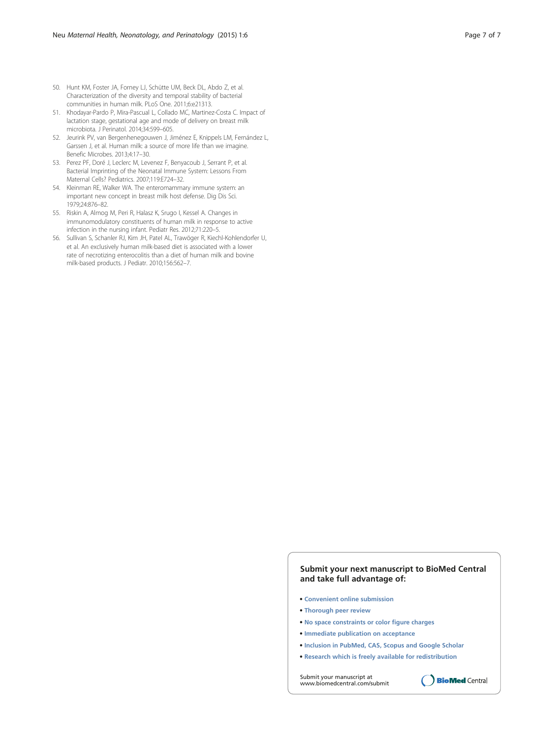50. Hunt KM, Foster JA, Forney LJ, Schütte UM, Beck DL, Abdo Z, et al. Characterization of the diversity and temporal stability of bacterial communities in human milk. PLoS One. 2011;6:e21313.
51. Khodayar-Pardo P, Mira-Pascual L, Collado MC, Martinez-Costa C. Impact of lactation stage, gestational age and mode of delivery on breast milk microbiota. J Perinatol. 2014;34:599–605.
52. Jeurink PV, van Bergenhenegouwen J, Jiménez E, Knippels LM, Fernández L, Garssen J, et al. Human milk: a source of more life than we imagine. Benefic Microbes. 2013;4:17–30.
53. Perez PF, Doré J, Leclerc M, Levenez F, Benyacoub J, Serrant P, et al. Bacterial Imprinting of the Neonatal Immune System: Lessons From Maternal Cells? Pediatrics. 2007;119:E724–32.
54. Kleinman RE, Walker WA. The enteromammary immune system: an important new concept in breast milk host defense. Dig Dis Sci. 1979;24:876–82.
55. Riskin A, Almog M, Peri R, Halasz K, Srugo I, Kessel A. Changes in immunomodulatory constituents of human milk in response to active infection in the nursing infant. Pediatr Res. 2012;71:220–5.
56. Sullivan S, Schanler RJ, Kim JH, Patel AL, Trawöger R, Kiechl-Kohlendorfer U, et al. An exclusively human milk-based diet is associated with a lower rate of necrotizing enterocolitis than a diet of human milk and bovine milk-based products. J Pediatr. 2010;156:562–7.

**Submit your next manuscript to BioMed Central and take full advantage of:**

- **Convenient online submission**
- **Thorough peer review**
- **No space constraints or color figure charges**
- **Immediate publication on acceptance**
- **Inclusion in PubMed, CAS, Scopus and Google Scholar**
- **Research which is freely available for redistribution**

Submit your manuscript at
www.biomedcentral.com/submit

BioMed Central